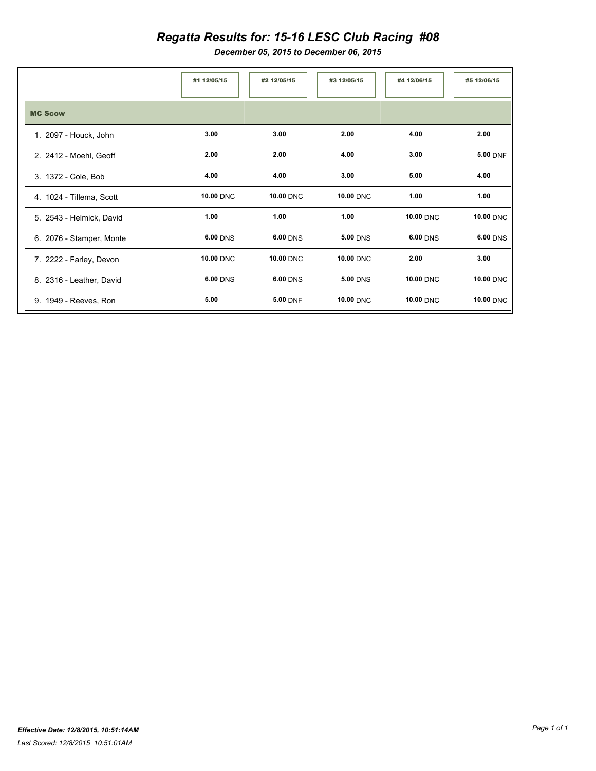# Regatta Results for: 15-16 LESC Club Racing #08

***December 05, 2015 to December 06, 2015***

| | #1 12/05/15 | #2 12/05/15 | #3 12/05/15 | #4 12/06/15 | #5 12/06/15 |
|---|---|---|---|---|---|
| **MC Scow** | | | | | |
| 1. 2097 - Houck, John | **3.00** | **3.00** | **2.00** | **4.00** | **2.00** |
| 2. 2412 - Moehl, Geoff | **2.00** | **2.00** | **4.00** | **3.00** | **5.00** DNF |
| 3. 1372 - Cole, Bob | **4.00** | **4.00** | **3.00** | **5.00** | **4.00** |
| 4. 1024 - Tillema, Scott | **10.00** DNC | **10.00** DNC | **10.00** DNC | **1.00** | **1.00** |
| 5. 2543 - Helmick, David | **1.00** | **1.00** | **1.00** | **10.00** DNC | **10.00** DNC |
| 6. 2076 - Stamper, Monte | **6.00** DNS | **6.00** DNS | **5.00** DNS | **6.00** DNS | **6.00** DNS |
| 7. 2222 - Farley, Devon | **10.00** DNC | **10.00** DNC | **10.00** DNC | **2.00** | **3.00** |
| 8. 2316 - Leather, David | **6.00** DNS | **6.00** DNS | **5.00** DNS | **10.00** DNC | **10.00** DNC |
| 9. 1949 - Reeves, Ron | **5.00** | **5.00** DNF | **10.00** DNC | **10.00** DNC | **10.00** DNC |

***Effective Date: 12/8/2015, 10:51:14AM***

*Last Scored: 12/8/2015 10:51:01AM*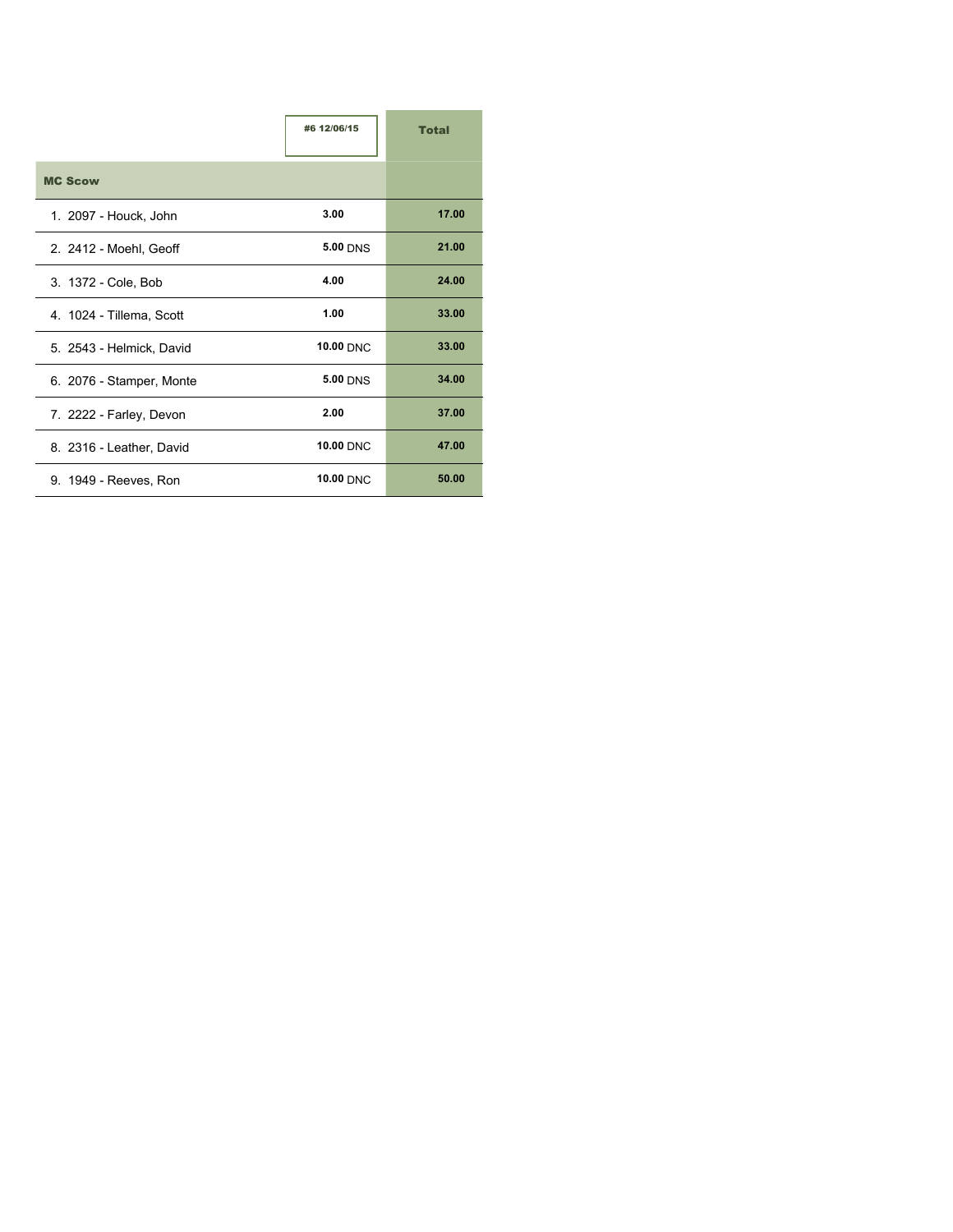| | #6 12/06/15 | Total |
|---|---|---|
| **MC Scow** | | |
| 1. 2097 - Houck, John | **3.00** | **17.00** |
| 2. 2412 - Moehl, Geoff | **5.00** DNS | **21.00** |
| 3. 1372 - Cole, Bob | **4.00** | **24.00** |
| 4. 1024 - Tillema, Scott | **1.00** | **33.00** |
| 5. 2543 - Helmick, David | **10.00** DNC | **33.00** |
| 6. 2076 - Stamper, Monte | **5.00** DNS | **34.00** |
| 7. 2222 - Farley, Devon | **2.00** | **37.00** |
| 8. 2316 - Leather, David | **10.00** DNC | **47.00** |
| 9. 1949 - Reeves, Ron | **10.00** DNC | **50.00** |